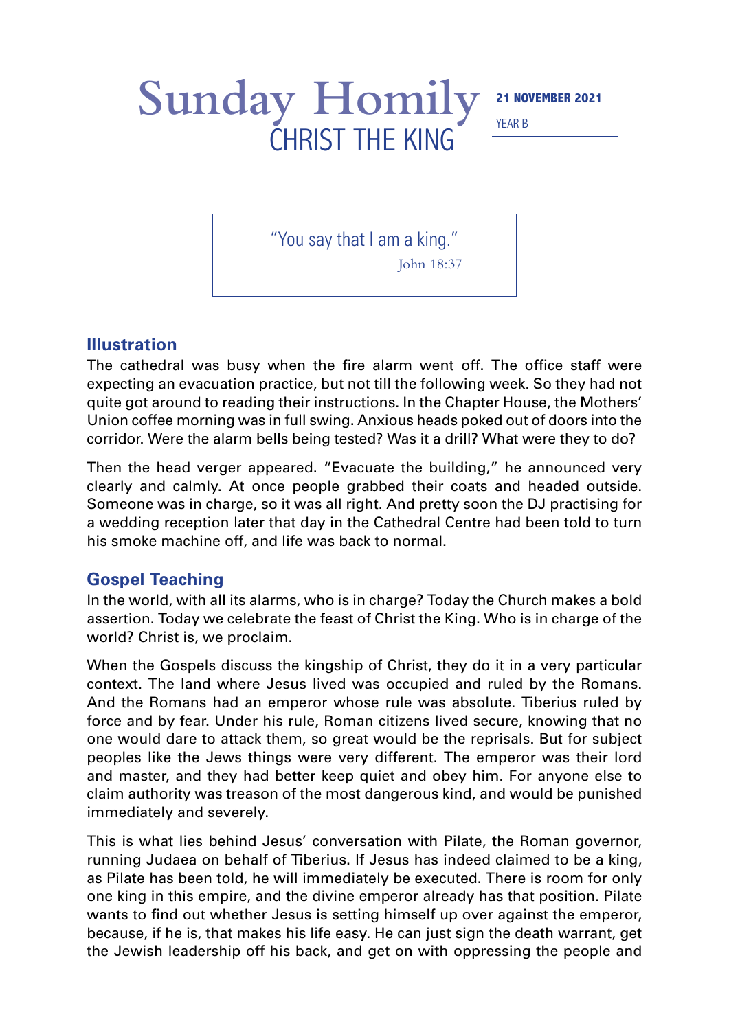# Sunday Homily

## CHRIST THE KING

**21 NOVEMBER 2021**

YEAR B

> "You say that I am a king."
>
> John 18:37

### Illustration

The cathedral was busy when the fire alarm went off. The office staff were expecting an evacuation practice, but not till the following week. So they had not quite got around to reading their instructions. In the Chapter House, the Mothers' Union coffee morning was in full swing. Anxious heads poked out of doors into the corridor. Were the alarm bells being tested? Was it a drill? What were they to do?

Then the head verger appeared. "Evacuate the building," he announced very clearly and calmly. At once people grabbed their coats and headed outside. Someone was in charge, so it was all right. And pretty soon the DJ practising for a wedding reception later that day in the Cathedral Centre had been told to turn his smoke machine off, and life was back to normal.

### Gospel Teaching

In the world, with all its alarms, who is in charge? Today the Church makes a bold assertion. Today we celebrate the feast of Christ the King. Who is in charge of the world? Christ is, we proclaim.

When the Gospels discuss the kingship of Christ, they do it in a very particular context. The land where Jesus lived was occupied and ruled by the Romans. And the Romans had an emperor whose rule was absolute. Tiberius ruled by force and by fear. Under his rule, Roman citizens lived secure, knowing that no one would dare to attack them, so great would be the reprisals. But for subject peoples like the Jews things were very different. The emperor was their lord and master, and they had better keep quiet and obey him. For anyone else to claim authority was treason of the most dangerous kind, and would be punished immediately and severely.

This is what lies behind Jesus' conversation with Pilate, the Roman governor, running Judaea on behalf of Tiberius. If Jesus has indeed claimed to be a king, as Pilate has been told, he will immediately be executed. There is room for only one king in this empire, and the divine emperor already has that position. Pilate wants to find out whether Jesus is setting himself up over against the emperor, because, if he is, that makes his life easy. He can just sign the death warrant, get the Jewish leadership off his back, and get on with oppressing the people and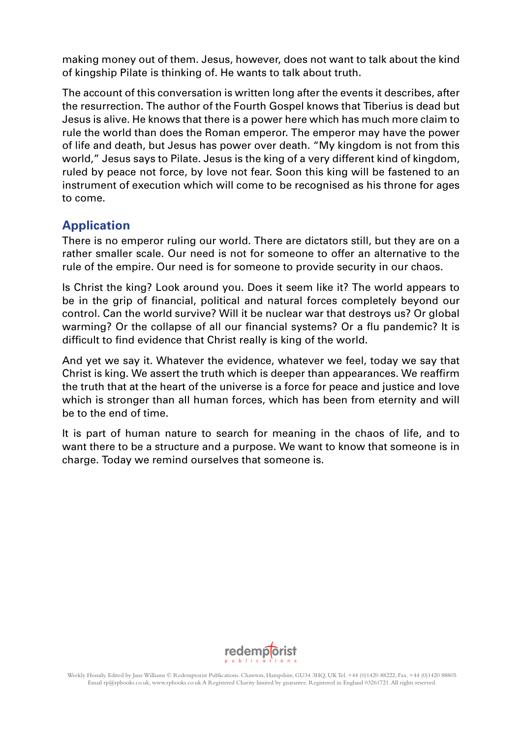making money out of them. Jesus, however, does not want to talk about the kind of kingship Pilate is thinking of. He wants to talk about truth.

The account of this conversation is written long after the events it describes, after the resurrection. The author of the Fourth Gospel knows that Tiberius is dead but Jesus is alive. He knows that there is a power here which has much more claim to rule the world than does the Roman emperor. The emperor may have the power of life and death, but Jesus has power over death. "My kingdom is not from this world," Jesus says to Pilate. Jesus is the king of a very different kind of kingdom, ruled by peace not force, by love not fear. Soon this king will be fastened to an instrument of execution which will come to be recognised as his throne for ages to come.

## Application

There is no emperor ruling our world. There are dictators still, but they are on a rather smaller scale. Our need is not for someone to offer an alternative to the rule of the empire. Our need is for someone to provide security in our chaos.

Is Christ the king? Look around you. Does it seem like it? The world appears to be in the grip of financial, political and natural forces completely beyond our control. Can the world survive? Will it be nuclear war that destroys us? Or global warming? Or the collapse of all our financial systems? Or a flu pandemic? It is difficult to find evidence that Christ really is king of the world.

And yet we say it. Whatever the evidence, whatever we feel, today we say that Christ is king. We assert the truth which is deeper than appearances. We reaffirm the truth that at the heart of the universe is a force for peace and justice and love which is stronger than all human forces, which has been from eternity and will be to the end of time.

It is part of human nature to search for meaning in the chaos of life, and to want there to be a structure and a purpose. We want to know that someone is in charge. Today we remind ourselves that someone is.

redemptorist publications

Weekly Homily. Edited by Jane Williams © Redemptorist Publications. Chawton, Hampshire, GU34 3HQ, UK Tel. +44 (0)1420 88222, Fax. +44 (0)1420 88805 Email rp@rpbooks.co.uk, www.rpbooks.co.uk A Registered Charity limited by guarantee. Registered in England 03261721. All rights reserved.